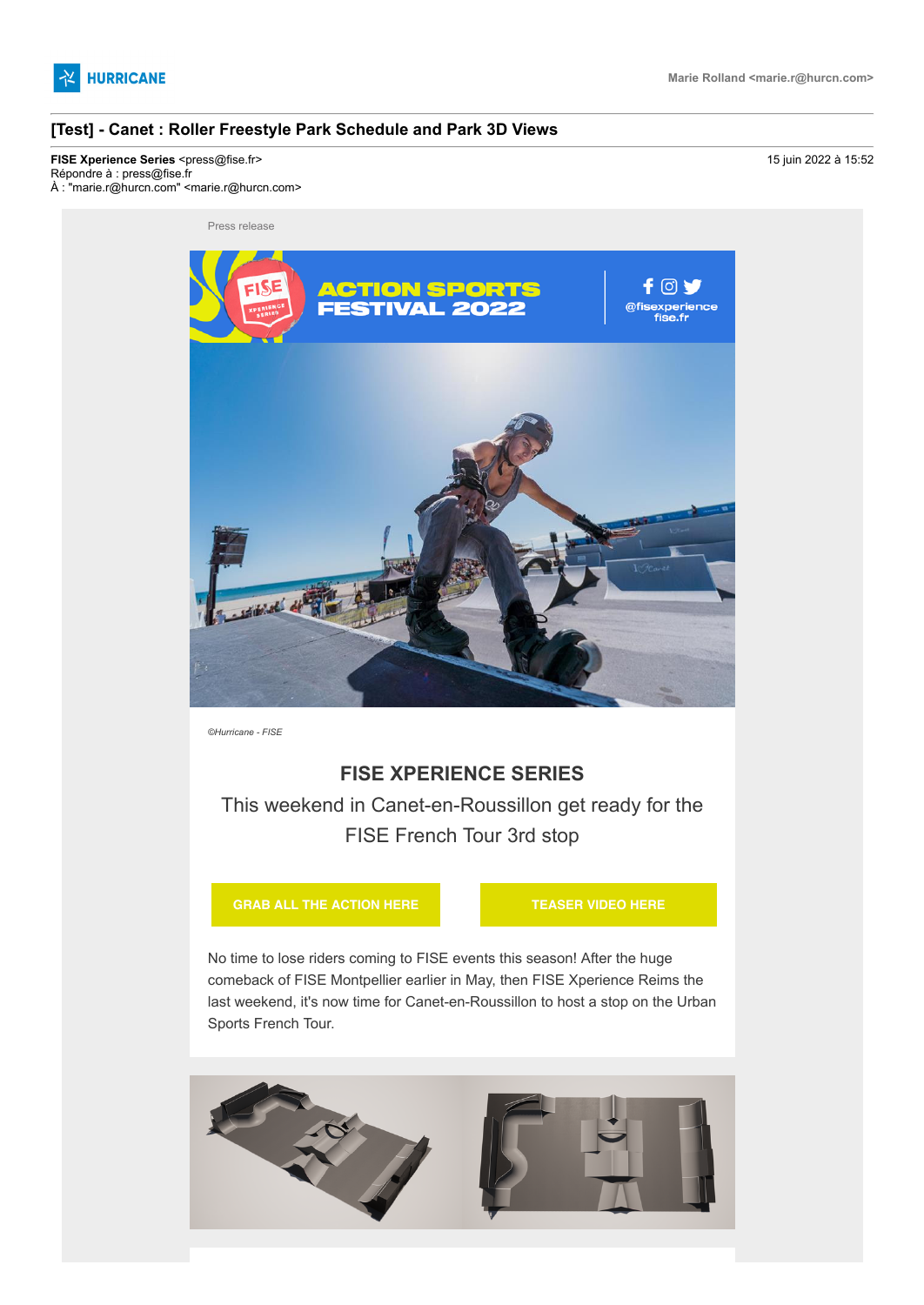HURRICANE

Marie Rolland <marie.r@hurcn.com>

# [Test] - Canet : Roller Freestyle Park Schedule and Park 3D Views

**FISE Xperience Series** <press@fise.fr>
Répondre à : press@fise.fr
À : "marie.r@hurcn.com" <marie.r@hurcn.com>

15 juin 2022 à 15:52

Press release

ACTION SPORTS FESTIVAL 2022

@fisexperience
fise.fr

*©Hurricane - FISE*

## FISE XPERIENCE SERIES

This weekend in Canet-en-Roussillon get ready for the FISE French Tour 3rd stop

GRAB ALL THE ACTION HERE

TEASER VIDEO HERE

No time to lose riders coming to FISE events this season! After the huge comeback of FISE Montpellier earlier in May, then FISE Xperience Reims the last weekend, it's now time for Canet-en-Roussillon to host a stop on the Urban Sports French Tour.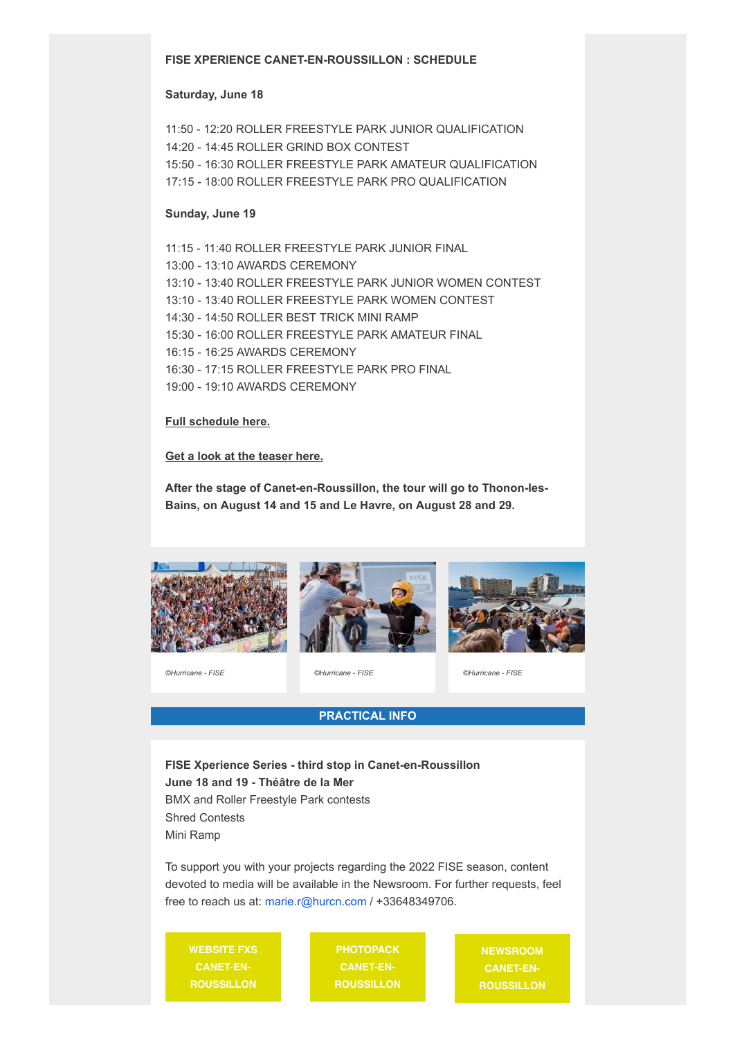**FISE XPERIENCE CANET-EN-ROUSSILLON : SCHEDULE**

**Saturday, June 18**

11:50 - 12:20 ROLLER FREESTYLE PARK JUNIOR QUALIFICATION
14:20 - 14:45 ROLLER GRIND BOX CONTEST
15:50 - 16:30 ROLLER FREESTYLE PARK AMATEUR QUALIFICATION
17:15 - 18:00 ROLLER FREESTYLE PARK PRO QUALIFICATION

**Sunday, June 19**

11:15 - 11:40 ROLLER FREESTYLE PARK JUNIOR FINAL
13:00 - 13:10 AWARDS CEREMONY
13:10 - 13:40 ROLLER FREESTYLE PARK JUNIOR WOMEN CONTEST
13:10 - 13:40 ROLLER FREESTYLE PARK WOMEN CONTEST
14:30 - 14:50 ROLLER BEST TRICK MINI RAMP
15:30 - 16:00 ROLLER FREESTYLE PARK AMATEUR FINAL
16:15 - 16:25 AWARDS CEREMONY
16:30 - 17:15 ROLLER FREESTYLE PARK PRO FINAL
19:00 - 19:10 AWARDS CEREMONY

**Full schedule here.**

**Get a look at the teaser here.**

**After the stage of Canet-en-Roussillon, the tour will go to Thonon-les-Bains, on August 14 and 15 and Le Havre, on August 28 and 29.**

*©Hurricane - FISE*

*©Hurricane - FISE*

*©Hurricane - FISE*

**PRACTICAL INFO**

**FISE Xperience Series - third stop in Canet-en-Roussillon**
**June 18 and 19 - Théâtre de la Mer**
BMX and Roller Freestyle Park contests
Shred Contests
Mini Ramp

To support you with your projects regarding the 2022 FISE season, content devoted to media will be available in the Newsroom. For further requests, feel free to reach us at: marie.r@hurcn.com / +33648349706.

WEBSITE FXS CANET-EN-ROUSSILLON

PHOTOPACK CANET-EN-ROUSSILLON

NEWSROOM CANET-EN-ROUSSILLON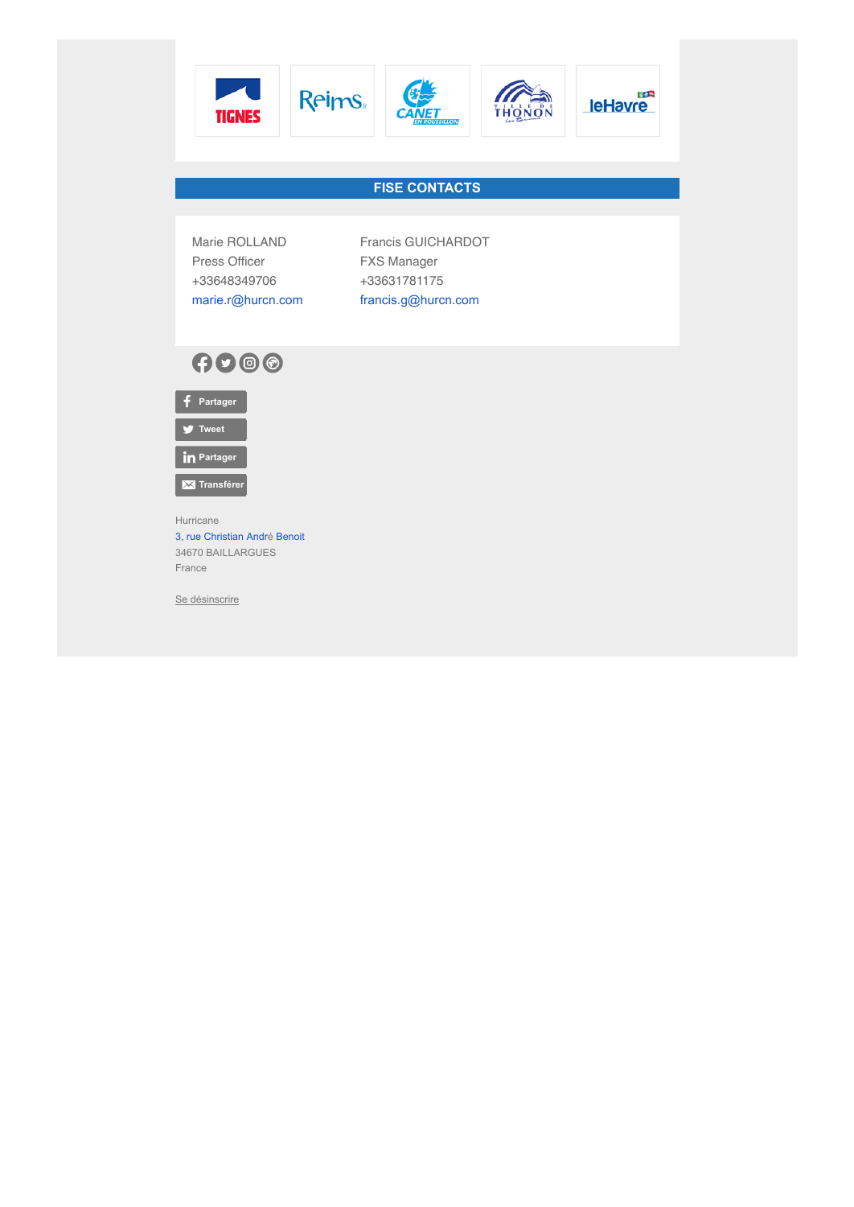## FISE CONTACTS

Marie ROLLAND
Press Officer
+33648349706
marie.r@hurcn.com

Francis GUICHARDOT
FXS Manager
+33631781175
francis.g@hurcn.com

Partager

Tweet

Partager

Transférer

Hurricane
3, rue Christian André Benoit
34670 BAILLARGUES
France

Se désinscrire